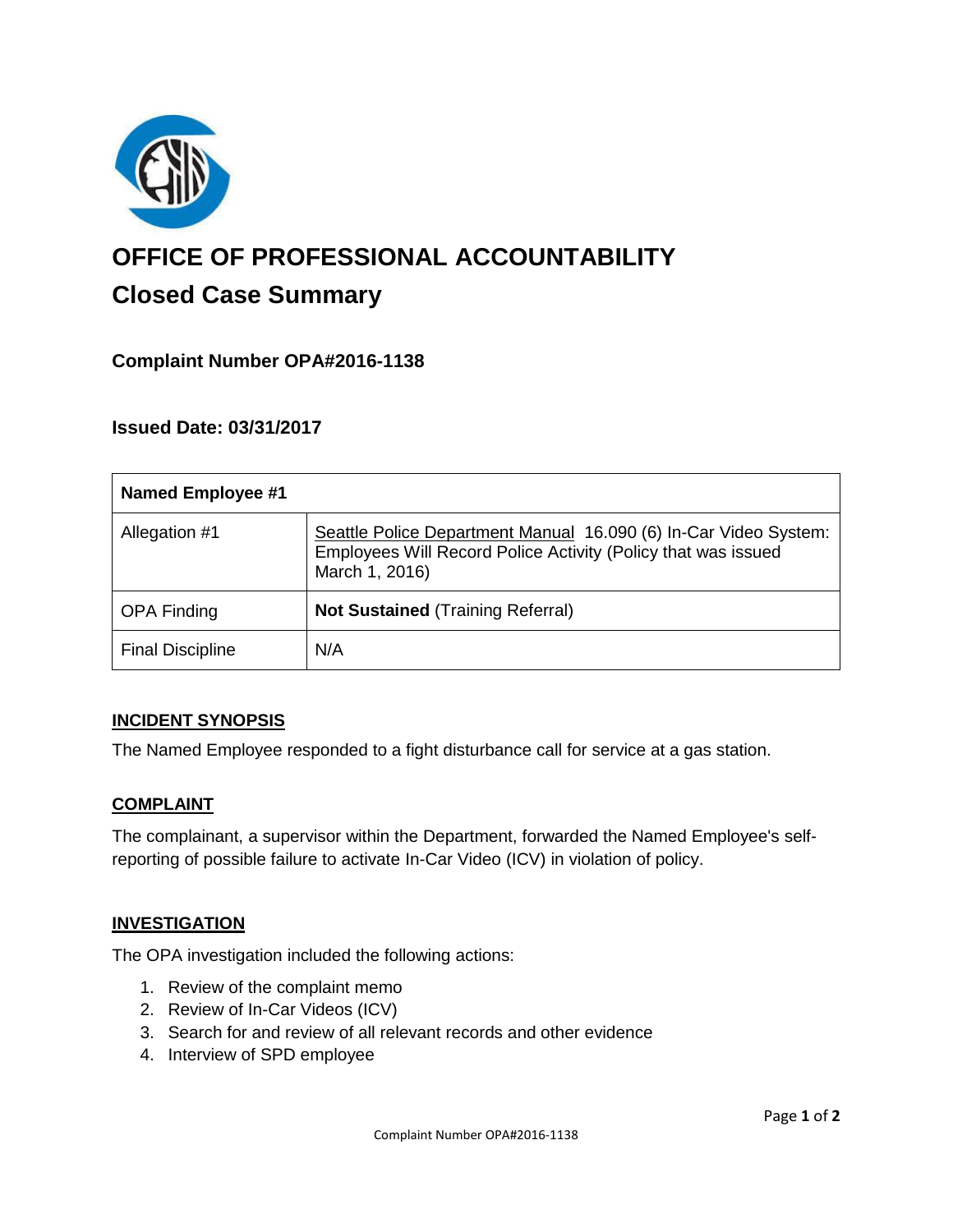# OFFICE OF PROFESSIONAL ACCOUNTABILITY

## Closed Case Summary

### Complaint Number OPA#2016-1138

### Issued Date: 03/31/2017

| **Named Employee #1** | |
|---|---|
| Allegation #1 | Seattle Police Department Manual 16.090 (6) In-Car Video System: Employees Will Record Police Activity (Policy that was issued March 1, 2016) |
| OPA Finding | **Not Sustained** (Training Referral) |
| Final Discipline | N/A |

### INCIDENT SYNOPSIS

The Named Employee responded to a fight disturbance call for service at a gas station.

### COMPLAINT

The complainant, a supervisor within the Department, forwarded the Named Employee's self-reporting of possible failure to activate In-Car Video (ICV) in violation of policy.

### INVESTIGATION

The OPA investigation included the following actions:

1. Review of the complaint memo
2. Review of In-Car Videos (ICV)
3. Search for and review of all relevant records and other evidence
4. Interview of SPD employee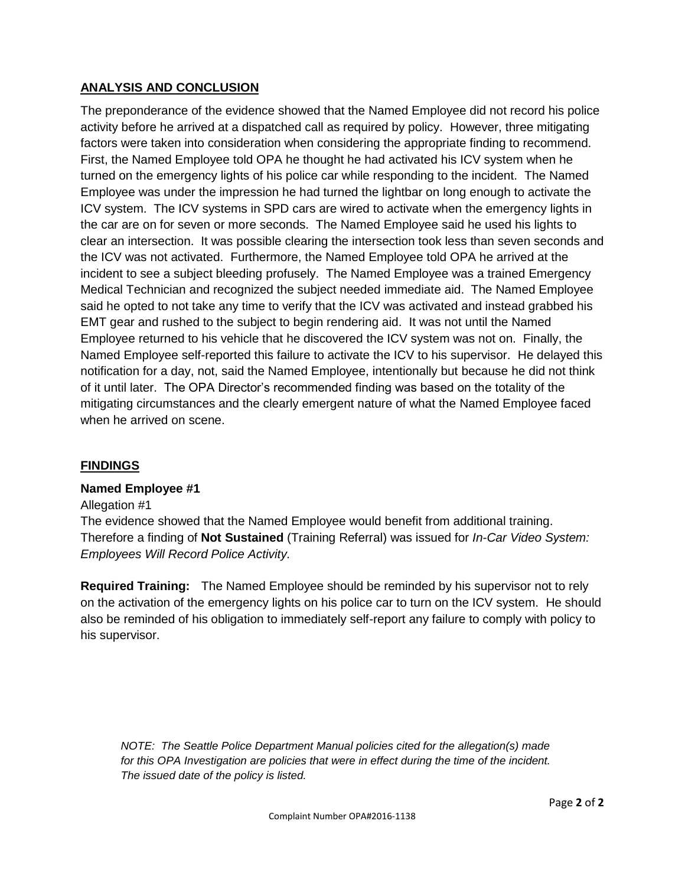## ANALYSIS AND CONCLUSION

The preponderance of the evidence showed that the Named Employee did not record his police activity before he arrived at a dispatched call as required by policy. However, three mitigating factors were taken into consideration when considering the appropriate finding to recommend. First, the Named Employee told OPA he thought he had activated his ICV system when he turned on the emergency lights of his police car while responding to the incident. The Named Employee was under the impression he had turned the lightbar on long enough to activate the ICV system. The ICV systems in SPD cars are wired to activate when the emergency lights in the car are on for seven or more seconds. The Named Employee said he used his lights to clear an intersection. It was possible clearing the intersection took less than seven seconds and the ICV was not activated. Furthermore, the Named Employee told OPA he arrived at the incident to see a subject bleeding profusely. The Named Employee was a trained Emergency Medical Technician and recognized the subject needed immediate aid. The Named Employee said he opted to not take any time to verify that the ICV was activated and instead grabbed his EMT gear and rushed to the subject to begin rendering aid. It was not until the Named Employee returned to his vehicle that he discovered the ICV system was not on. Finally, the Named Employee self-reported this failure to activate the ICV to his supervisor. He delayed this notification for a day, not, said the Named Employee, intentionally but because he did not think of it until later. The OPA Director's recommended finding was based on the totality of the mitigating circumstances and the clearly emergent nature of what the Named Employee faced when he arrived on scene.

## FINDINGS

**Named Employee #1**

Allegation #1

The evidence showed that the Named Employee would benefit from additional training. Therefore a finding of **Not Sustained** (Training Referral) was issued for *In-Car Video System: Employees Will Record Police Activity.*

**Required Training:** The Named Employee should be reminded by his supervisor not to rely on the activation of the emergency lights on his police car to turn on the ICV system. He should also be reminded of his obligation to immediately self-report any failure to comply with policy to his supervisor.

*NOTE: The Seattle Police Department Manual policies cited for the allegation(s) made for this OPA Investigation are policies that were in effect during the time of the incident. The issued date of the policy is listed.*

Complaint Number OPA#2016-1138